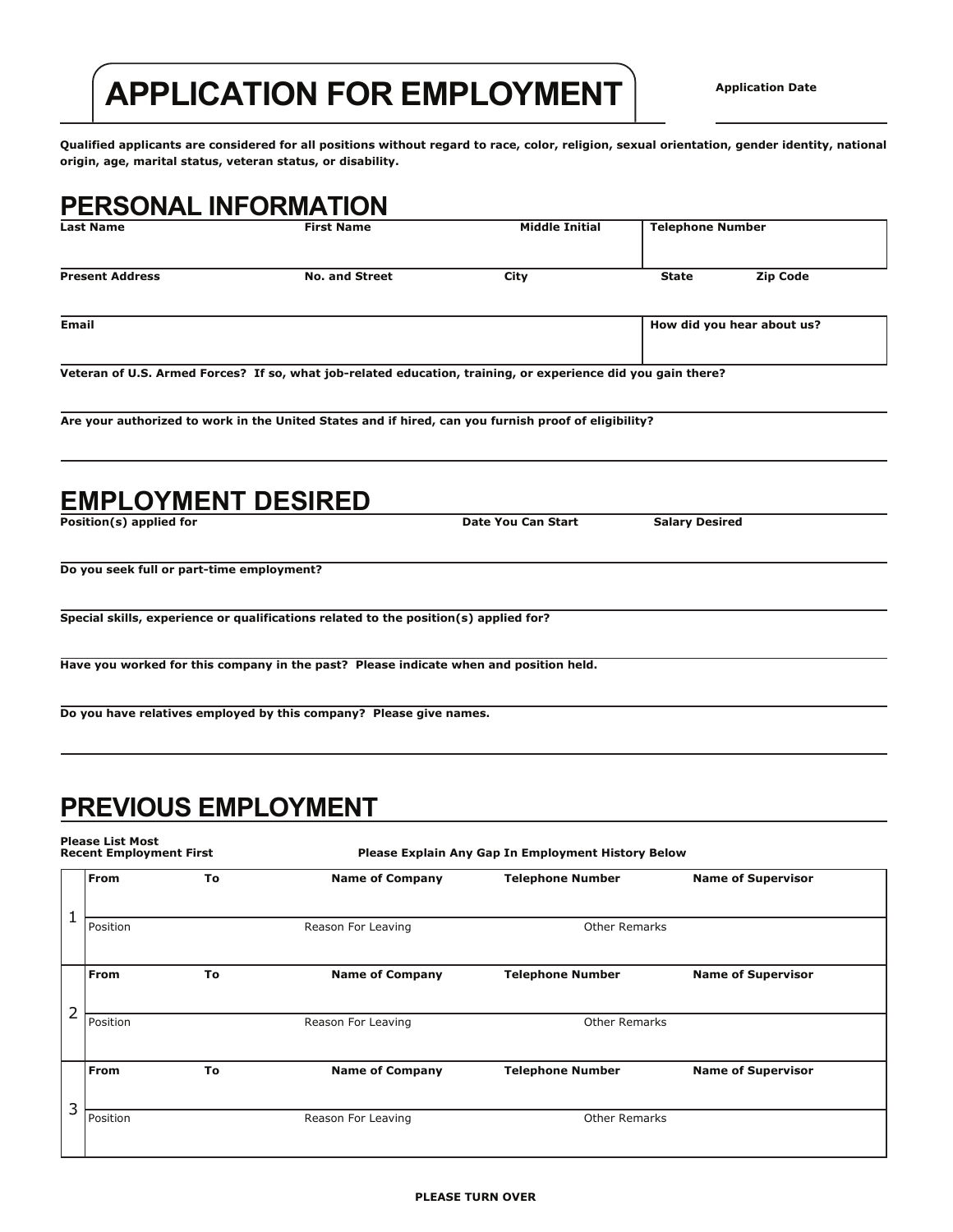# APPLICATION FOR EMPLOYMENT

**Application Date**

**Qualified applicants are considered for all positions without regard to race, color, religion, sexual orientation, gender identity, national origin, age, marital status, veteran status, or disability.**

## PERSONAL INFORMATION

| Last Name | First Name | Middle Initial | Telephone Number |
|---|---|---|---|
| | | | |

| Present Address | No. and Street | City | State | Zip Code |
|---|---|---|---|---|
| | | | | |

| Email | How did you hear about us? |
|---|---|
| | |

**Veteran of U.S. Armed Forces? If so, what job-related education, training, or experience did you gain there?**

**Are your authorized to work in the United States and if hired, can you furnish proof of eligibility?**

## EMPLOYMENT DESIRED

| Position(s) applied for | Date You Can Start | Salary Desired |
|---|---|---|
| | | |

**Do you seek full or part-time employment?**

**Special skills, experience or qualifications related to the position(s) applied for?**

**Have you worked for this company in the past? Please indicate when and position held.**

**Do you have relatives employed by this company? Please give names.**

## PREVIOUS EMPLOYMENT

**Please List Most Recent Employment First**

**Please Explain Any Gap In Employment History Below**

| | From | To | Name of Company | Telephone Number | Name of Supervisor |
|---|---|---|---|---|---|
| 1 | | | | | |
| | Position | | Reason For Leaving | Other Remarks | |
| 2 | **From** | **To** | **Name of Company** | **Telephone Number** | **Name of Supervisor** |
| | | | | | |
| | Position | | Reason For Leaving | Other Remarks | |
| 3 | **From** | **To** | **Name of Company** | **Telephone Number** | **Name of Supervisor** |
| | | | | | |
| | Position | | Reason For Leaving | Other Remarks | |

**PLEASE TURN OVER**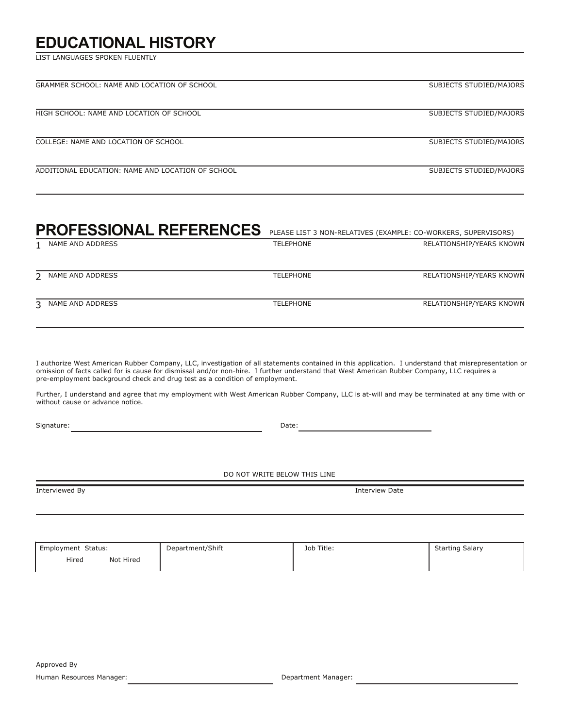# EDUCATIONAL HISTORY

LIST LANGUAGES SPOKEN FLUENTLY

| | |
|---|---|
| GRAMMER SCHOOL: NAME AND LOCATION OF SCHOOL | SUBJECTS STUDIED/MAJORS |
| HIGH SCHOOL: NAME AND LOCATION OF SCHOOL | SUBJECTS STUDIED/MAJORS |
| COLLEGE: NAME AND LOCATION OF SCHOOL | SUBJECTS STUDIED/MAJORS |
| ADDITIONAL EDUCATION: NAME AND LOCATION OF SCHOOL | SUBJECTS STUDIED/MAJORS |

# PROFESSIONAL REFERENCES

PLEASE LIST 3 NON-RELATIVES (EXAMPLE: CO-WORKERS, SUPERVISORS)

| | | | |
|---|---|---|---|
| 1 | NAME AND ADDRESS | TELEPHONE | RELATIONSHIP/YEARS KNOWN |
| 2 | NAME AND ADDRESS | TELEPHONE | RELATIONSHIP/YEARS KNOWN |
| 3 | NAME AND ADDRESS | TELEPHONE | RELATIONSHIP/YEARS KNOWN |

I authorize West American Rubber Company, LLC, investigation of all statements contained in this application. I understand that misrepresentation or omission of facts called for is cause for dismissal and/or non-hire. I further understand that West American Rubber Company, LLC requires a pre-employment background check and drug test as a condition of employment.

Further, I understand and agree that my employment with West American Rubber Company, LLC is at-will and may be terminated at any time with or without cause or advance notice.

Signature: ______________________ Date: ______________________

DO NOT WRITE BELOW THIS LINE

Interviewed By Interview Date

| Employment Status: Hired Not Hired | Department/Shift | Job Title: | Starting Salary |
|---|---|---|---|
| | | | |

Approved By

Human Resources Manager: ______________________ Department Manager: ______________________